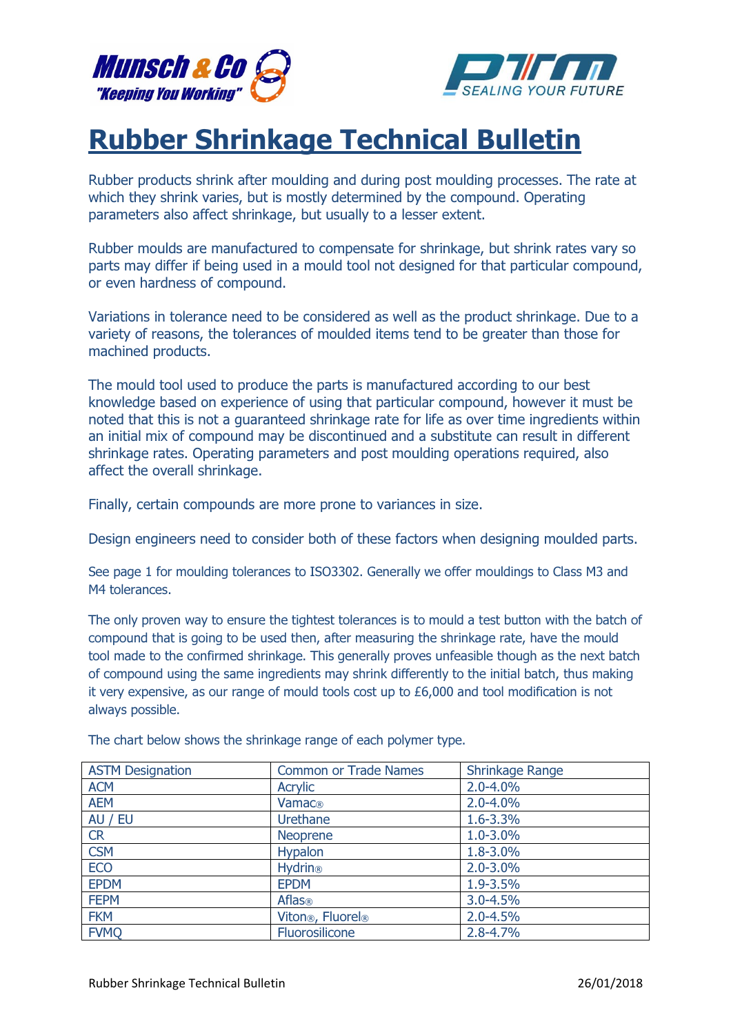# Rubber Shrinkage Technical Bulletin

Rubber products shrink after moulding and during post moulding processes. The rate at which they shrink varies, but is mostly determined by the compound. Operating parameters also affect shrinkage, but usually to a lesser extent.

Rubber moulds are manufactured to compensate for shrinkage, but shrink rates vary so parts may differ if being used in a mould tool not designed for that particular compound, or even hardness of compound.

Variations in tolerance need to be considered as well as the product shrinkage. Due to a variety of reasons, the tolerances of moulded items tend to be greater than those for machined products.

The mould tool used to produce the parts is manufactured according to our best knowledge based on experience of using that particular compound, however it must be noted that this is not a guaranteed shrinkage rate for life as over time ingredients within an initial mix of compound may be discontinued and a substitute can result in different shrinkage rates. Operating parameters and post moulding operations required, also affect the overall shrinkage.

Finally, certain compounds are more prone to variances in size.

Design engineers need to consider both of these factors when designing moulded parts.

See page 1 for moulding tolerances to ISO3302. Generally we offer mouldings to Class M3 and M4 tolerances.

The only proven way to ensure the tightest tolerances is to mould a test button with the batch of compound that is going to be used then, after measuring the shrinkage rate, have the mould tool made to the confirmed shrinkage. This generally proves unfeasible though as the next batch of compound using the same ingredients may shrink differently to the initial batch, thus making it very expensive, as our range of mould tools cost up to £6,000 and tool modification is not always possible.

The chart below shows the shrinkage range of each polymer type.

| ASTM Designation | Common or Trade Names | Shrinkage Range |
|---|---|---|
| ACM | Acrylic | 2.0-4.0% |
| AEM | Vamac® | 2.0-4.0% |
| AU / EU | Urethane | 1.6-3.3% |
| CR | Neoprene | 1.0-3.0% |
| CSM | Hypalon | 1.8-3.0% |
| ECO | Hydrin® | 2.0-3.0% |
| EPDM | EPDM | 1.9-3.5% |
| FEPM | Aflas® | 3.0-4.5% |
| FKM | Viton®, Fluorel® | 2.0-4.5% |
| FVMQ | Fluorosilicone | 2.8-4.7% |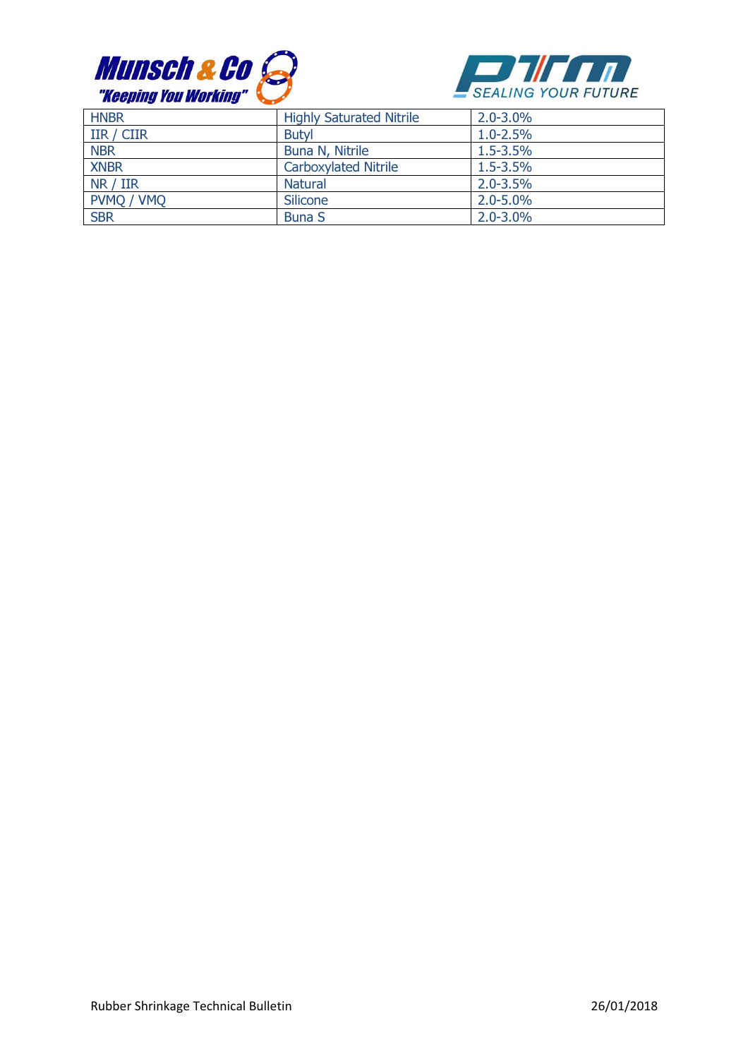| | | |
|---|---|---|
| HNBR | Highly Saturated Nitrile | 2.0-3.0% |
| IIR / CIIR | Butyl | 1.0-2.5% |
| NBR | Buna N, Nitrile | 1.5-3.5% |
| XNBR | Carboxylated Nitrile | 1.5-3.5% |
| NR / IIR | Natural | 2.0-3.5% |
| PVMQ / VMQ | Silicone | 2.0-5.0% |
| SBR | Buna S | 2.0-3.0% |